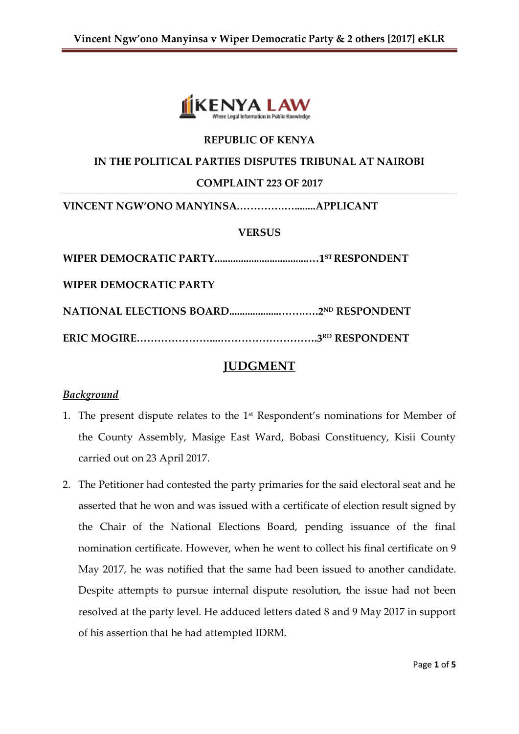**REPUBLIC OF KENYA**

**IN THE POLITICAL PARTIES DISPUTES TRIBUNAL AT NAIROBI**

**COMPLAINT 223 OF 2017**

**VINCENT NGW'ONO MANYINSA……………….......APPLICANT**

**VERSUS**

**WIPER DEMOCRATIC PARTY......................................1ST RESPONDENT**

**WIPER DEMOCRATIC PARTY**

**NATIONAL ELECTIONS BOARD...................………2ND RESPONDENT**

**ERIC MOGIRE…………………...……………………….3RD RESPONDENT**

# JUDGMENT

***Background***

1. The present dispute relates to the 1st Respondent's nominations for Member of the County Assembly, Masige East Ward, Bobasi Constituency, Kisii County carried out on 23 April 2017.

2. The Petitioner had contested the party primaries for the said electoral seat and he asserted that he won and was issued with a certificate of election result signed by the Chair of the National Elections Board, pending issuance of the final nomination certificate. However, when he went to collect his final certificate on 9 May 2017, he was notified that the same had been issued to another candidate. Despite attempts to pursue internal dispute resolution, the issue had not been resolved at the party level. He adduced letters dated 8 and 9 May 2017 in support of his assertion that he had attempted IDRM.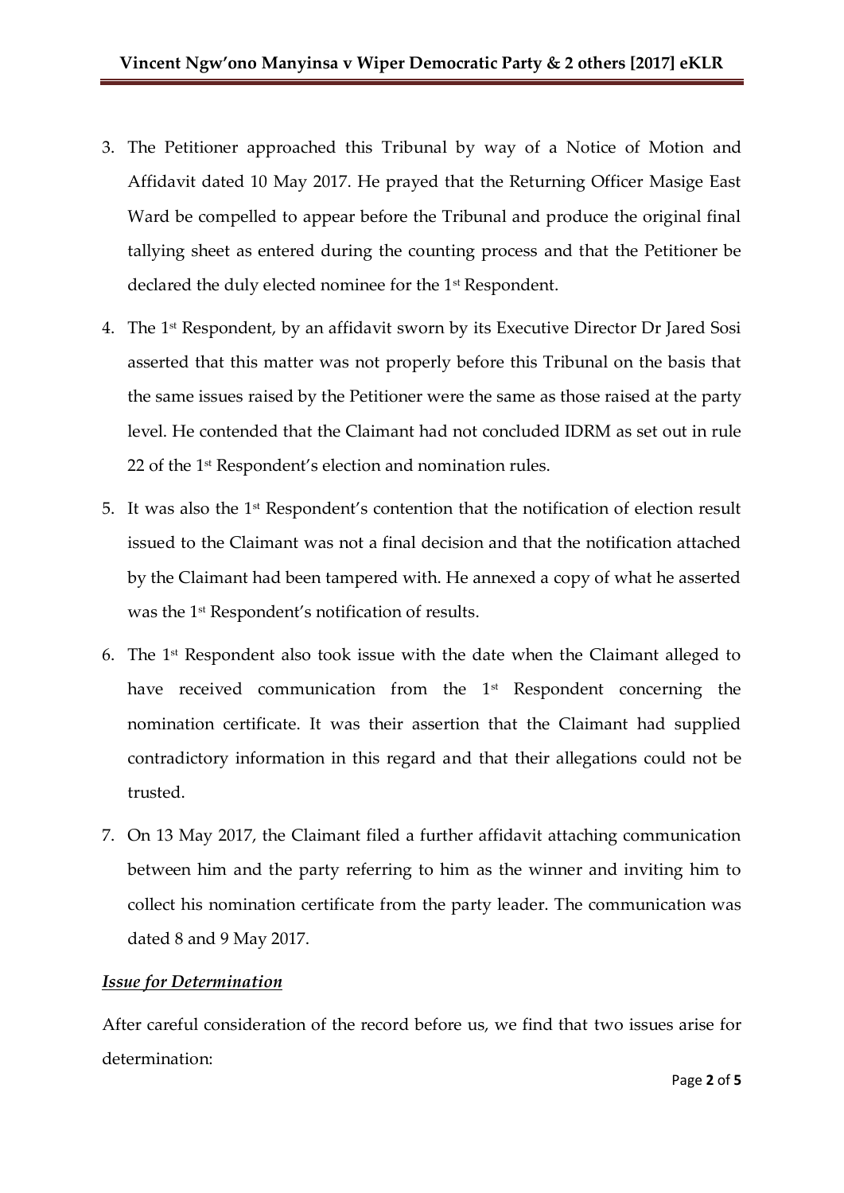3. The Petitioner approached this Tribunal by way of a Notice of Motion and Affidavit dated 10 May 2017. He prayed that the Returning Officer Masige East Ward be compelled to appear before the Tribunal and produce the original final tallying sheet as entered during the counting process and that the Petitioner be declared the duly elected nominee for the 1st Respondent.

4. The 1st Respondent, by an affidavit sworn by its Executive Director Dr Jared Sosi asserted that this matter was not properly before this Tribunal on the basis that the same issues raised by the Petitioner were the same as those raised at the party level. He contended that the Claimant had not concluded IDRM as set out in rule 22 of the 1st Respondent's election and nomination rules.

5. It was also the 1st Respondent's contention that the notification of election result issued to the Claimant was not a final decision and that the notification attached by the Claimant had been tampered with. He annexed a copy of what he asserted was the 1st Respondent's notification of results.

6. The 1st Respondent also took issue with the date when the Claimant alleged to have received communication from the 1st Respondent concerning the nomination certificate. It was their assertion that the Claimant had supplied contradictory information in this regard and that their allegations could not be trusted.

7. On 13 May 2017, the Claimant filed a further affidavit attaching communication between him and the party referring to him as the winner and inviting him to collect his nomination certificate from the party leader. The communication was dated 8 and 9 May 2017.

***<u>Issue for Determination</u>***

After careful consideration of the record before us, we find that two issues arise for determination: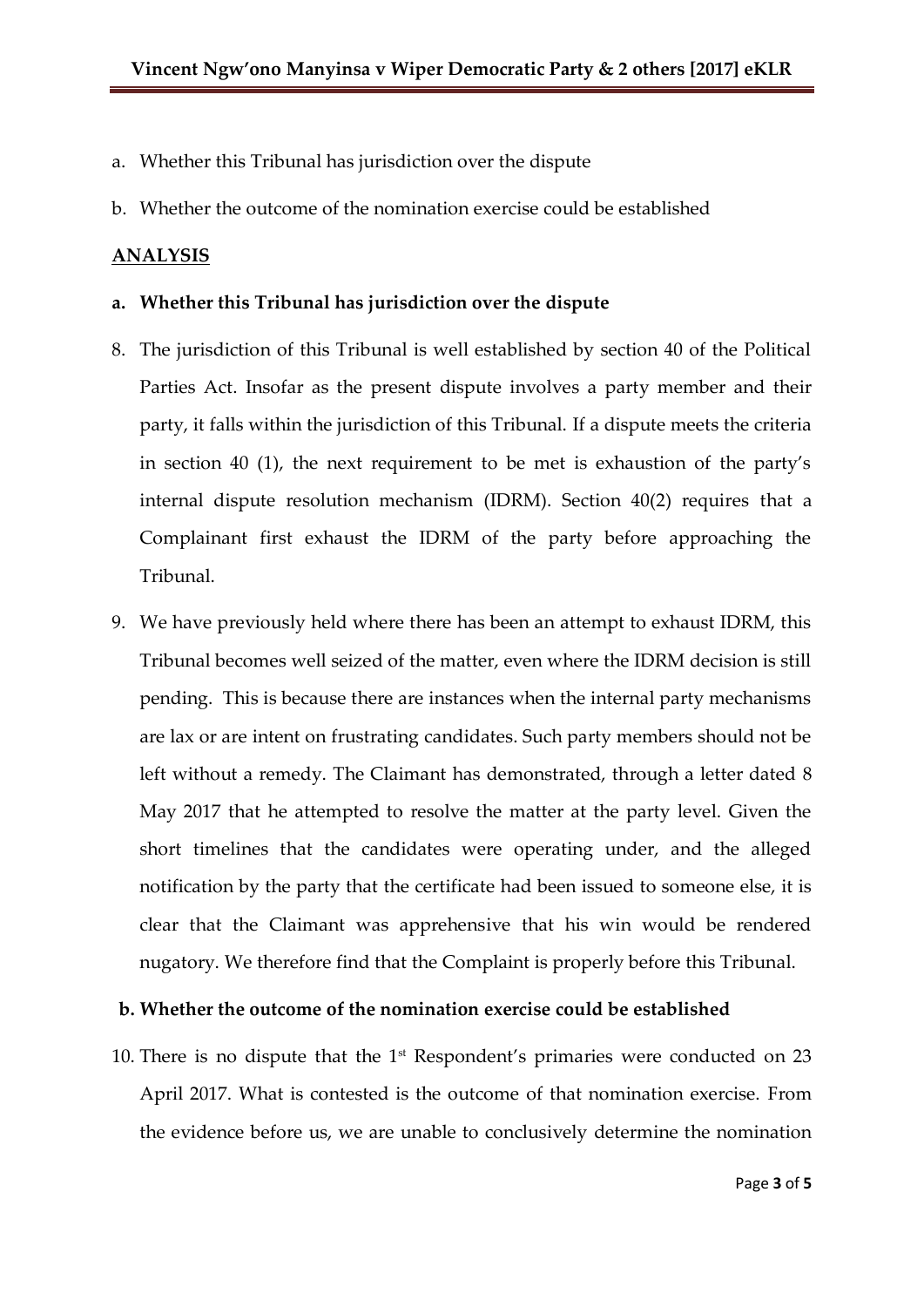a. Whether this Tribunal has jurisdiction over the dispute

b. Whether the outcome of the nomination exercise could be established

## ANALYSIS

**a. Whether this Tribunal has jurisdiction over the dispute**

8. The jurisdiction of this Tribunal is well established by section 40 of the Political Parties Act. Insofar as the present dispute involves a party member and their party, it falls within the jurisdiction of this Tribunal. If a dispute meets the criteria in section 40 (1), the next requirement to be met is exhaustion of the party's internal dispute resolution mechanism (IDRM). Section 40(2) requires that a Complainant first exhaust the IDRM of the party before approaching the Tribunal.

9. We have previously held where there has been an attempt to exhaust IDRM, this Tribunal becomes well seized of the matter, even where the IDRM decision is still pending. This is because there are instances when the internal party mechanisms are lax or are intent on frustrating candidates. Such party members should not be left without a remedy. The Claimant has demonstrated, through a letter dated 8 May 2017 that he attempted to resolve the matter at the party level. Given the short timelines that the candidates were operating under, and the alleged notification by the party that the certificate had been issued to someone else, it is clear that the Claimant was apprehensive that his win would be rendered nugatory. We therefore find that the Complaint is properly before this Tribunal.

**b. Whether the outcome of the nomination exercise could be established**

10. There is no dispute that the 1st Respondent's primaries were conducted on 23 April 2017. What is contested is the outcome of that nomination exercise. From the evidence before us, we are unable to conclusively determine the nomination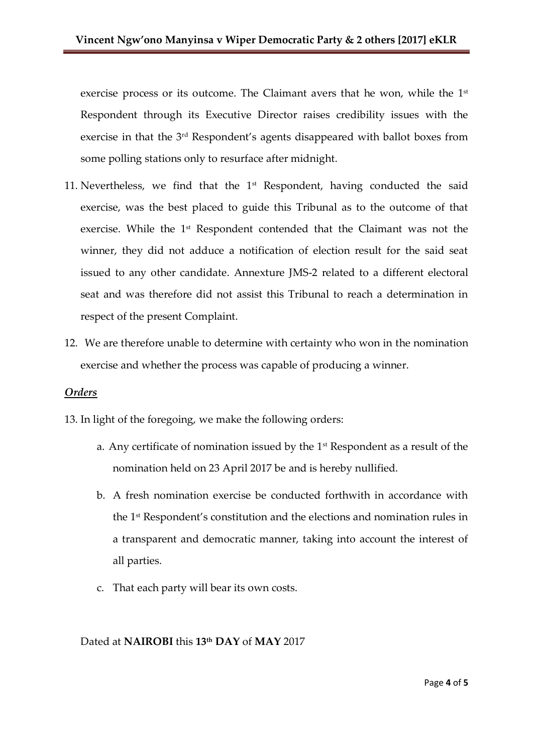exercise process or its outcome. The Claimant avers that he won, while the 1st Respondent through its Executive Director raises credibility issues with the exercise in that the 3rd Respondent's agents disappeared with ballot boxes from some polling stations only to resurface after midnight.

11. Nevertheless, we find that the 1st Respondent, having conducted the said exercise, was the best placed to guide this Tribunal as to the outcome of that exercise. While the 1st Respondent contended that the Claimant was not the winner, they did not adduce a notification of election result for the said seat issued to any other candidate. Annexture JMS-2 related to a different electoral seat and was therefore did not assist this Tribunal to reach a determination in respect of the present Complaint.

12. We are therefore unable to determine with certainty who won in the nomination exercise and whether the process was capable of producing a winner.

***Orders***

13. In light of the foregoing, we make the following orders:

    a. Any certificate of nomination issued by the 1st Respondent as a result of the nomination held on 23 April 2017 be and is hereby nullified.

    b. A fresh nomination exercise be conducted forthwith in accordance with the 1st Respondent's constitution and the elections and nomination rules in a transparent and democratic manner, taking into account the interest of all parties.

    c. That each party will bear its own costs.

Dated at **NAIROBI** this **13th DAY** of **MAY** 2017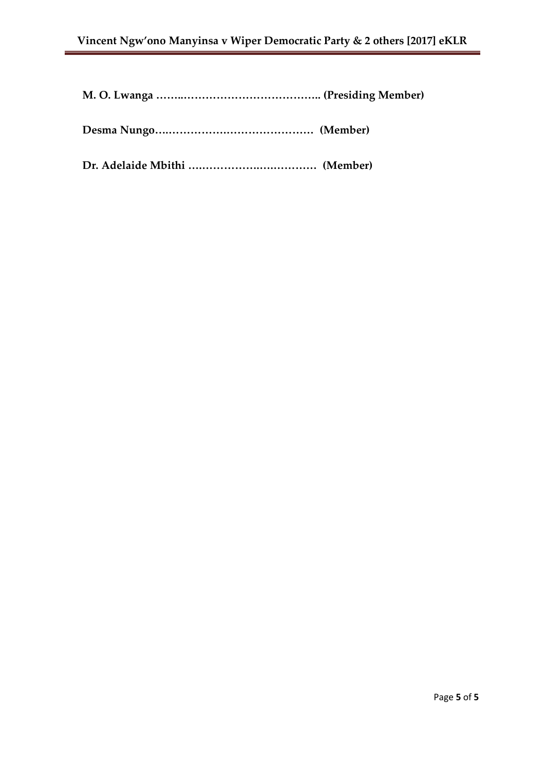**M. O. Lwanga ……..……………………………….. (Presiding Member)**

**Desma Nungo…..……………….…………………  (Member)**

**Dr. Adelaide Mbithi ….……………..……………  (Member)**